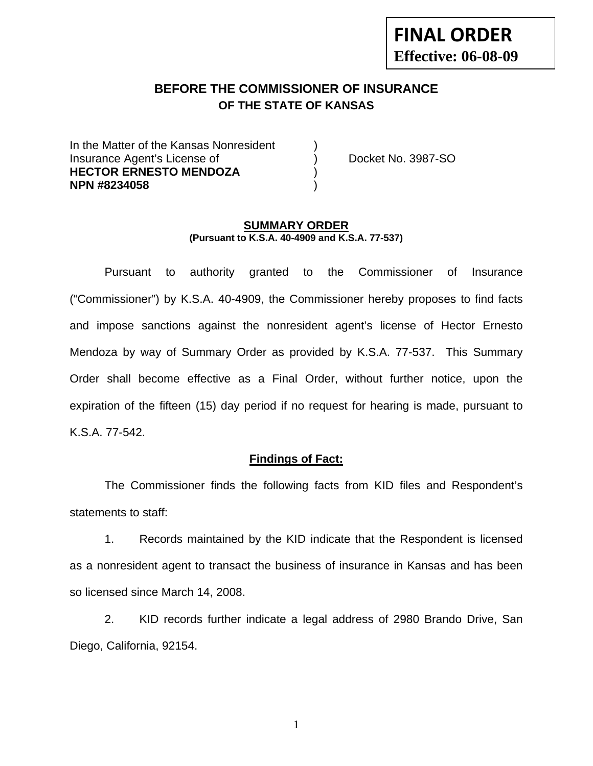**FINAL ORDER**
**Effective: 06-08-09**

## BEFORE THE COMMISSIONER OF INSURANCE
### OF THE STATE OF KANSAS

| | | |
|---|---|---|
| In the Matter of the Kansas Nonresident | ) | |
| Insurance Agent's License of | ) | Docket No. 3987-SO |
| **HECTOR ERNESTO MENDOZA** | ) | |
| **NPN #8234058** | ) | |

**SUMMARY ORDER**
**(Pursuant to K.S.A. 40-4909 and K.S.A. 77-537)**

Pursuant to authority granted to the Commissioner of Insurance ("Commissioner") by K.S.A. 40-4909, the Commissioner hereby proposes to find facts and impose sanctions against the nonresident agent's license of Hector Ernesto Mendoza by way of Summary Order as provided by K.S.A. 77-537. This Summary Order shall become effective as a Final Order, without further notice, upon the expiration of the fifteen (15) day period if no request for hearing is made, pursuant to K.S.A. 77-542.

**Findings of Fact:**

The Commissioner finds the following facts from KID files and Respondent's statements to staff:

1. Records maintained by the KID indicate that the Respondent is licensed as a nonresident agent to transact the business of insurance in Kansas and has been so licensed since March 14, 2008.

2. KID records further indicate a legal address of 2980 Brando Drive, San Diego, California, 92154.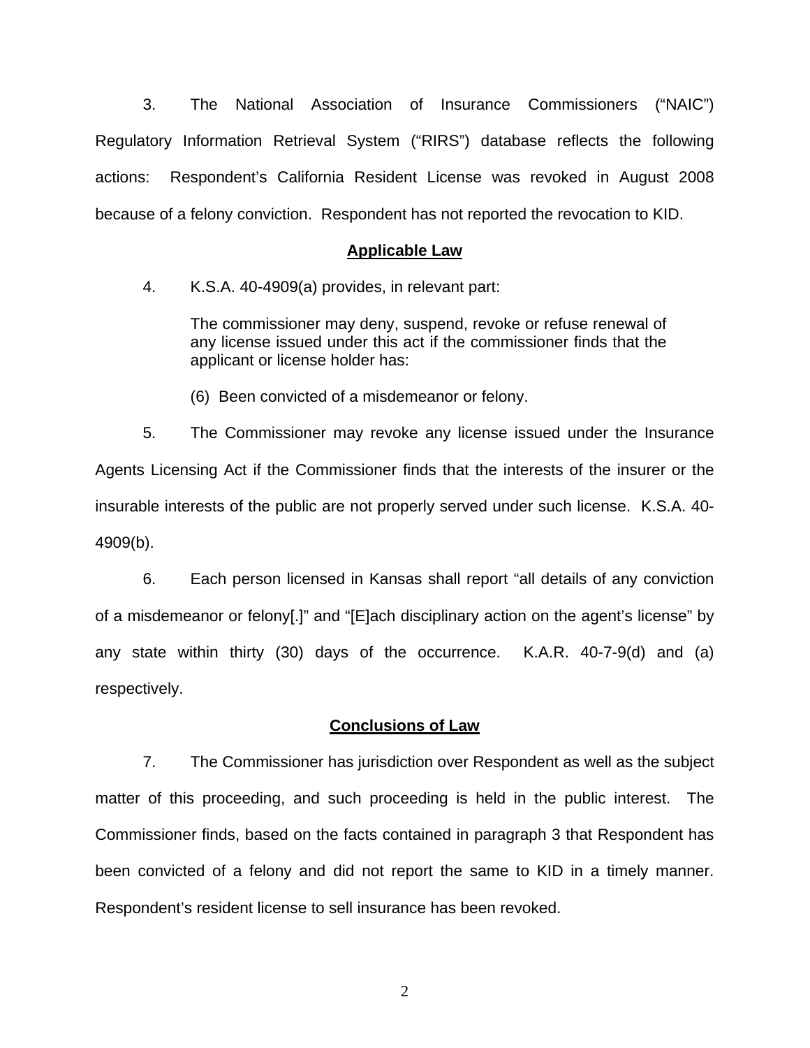3. The National Association of Insurance Commissioners ("NAIC") Regulatory Information Retrieval System ("RIRS") database reflects the following actions: Respondent's California Resident License was revoked in August 2008 because of a felony conviction. Respondent has not reported the revocation to KID.

## Applicable Law

4. K.S.A. 40-4909(a) provides, in relevant part:

> The commissioner may deny, suspend, revoke or refuse renewal of any license issued under this act if the commissioner finds that the applicant or license holder has:
>
> (6) Been convicted of a misdemeanor or felony.

5. The Commissioner may revoke any license issued under the Insurance Agents Licensing Act if the Commissioner finds that the interests of the insurer or the insurable interests of the public are not properly served under such license. K.S.A. 40-4909(b).

6. Each person licensed in Kansas shall report "all details of any conviction of a misdemeanor or felony[.]" and "[E]ach disciplinary action on the agent's license" by any state within thirty (30) days of the occurrence. K.A.R. 40-7-9(d) and (a) respectively.

## Conclusions of Law

7. The Commissioner has jurisdiction over Respondent as well as the subject matter of this proceeding, and such proceeding is held in the public interest. The Commissioner finds, based on the facts contained in paragraph 3 that Respondent has been convicted of a felony and did not report the same to KID in a timely manner. Respondent's resident license to sell insurance has been revoked.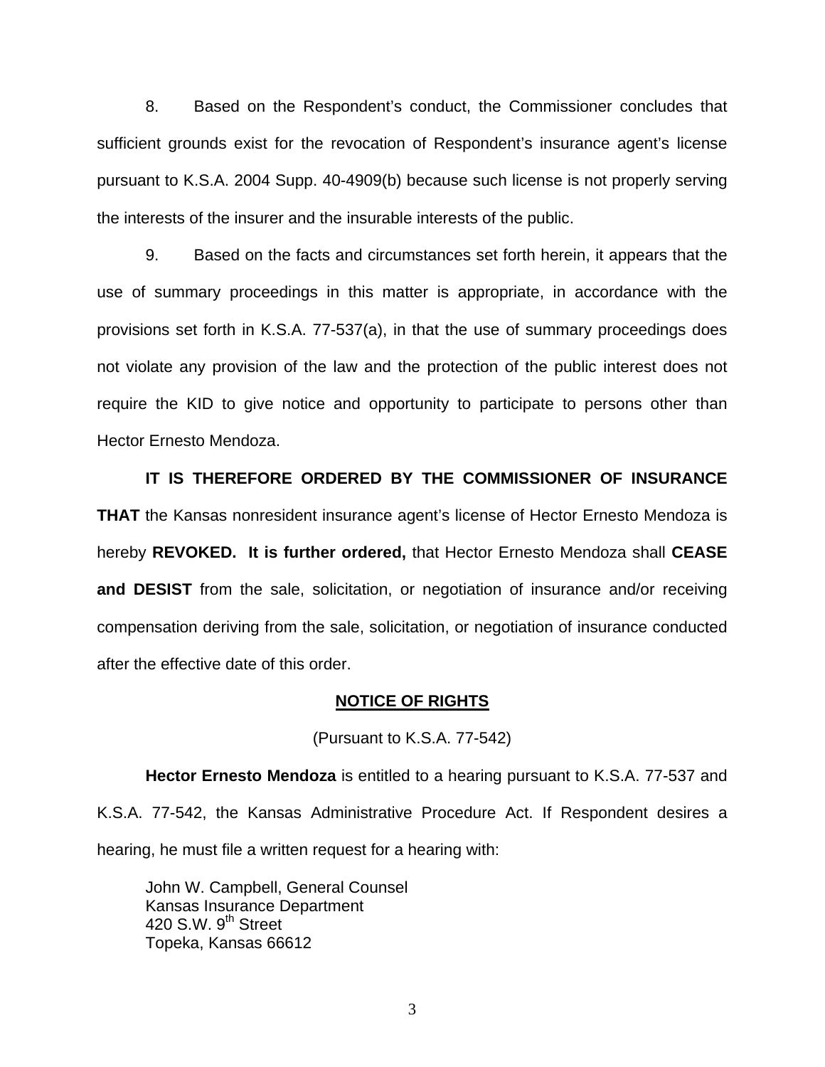8. Based on the Respondent's conduct, the Commissioner concludes that sufficient grounds exist for the revocation of Respondent's insurance agent's license pursuant to K.S.A. 2004 Supp. 40-4909(b) because such license is not properly serving the interests of the insurer and the insurable interests of the public.

9. Based on the facts and circumstances set forth herein, it appears that the use of summary proceedings in this matter is appropriate, in accordance with the provisions set forth in K.S.A. 77-537(a), in that the use of summary proceedings does not violate any provision of the law and the protection of the public interest does not require the KID to give notice and opportunity to participate to persons other than Hector Ernesto Mendoza.

**IT IS THEREFORE ORDERED BY THE COMMISSIONER OF INSURANCE THAT** the Kansas nonresident insurance agent's license of Hector Ernesto Mendoza is hereby **REVOKED. It is further ordered,** that Hector Ernesto Mendoza shall **CEASE and DESIST** from the sale, solicitation, or negotiation of insurance and/or receiving compensation deriving from the sale, solicitation, or negotiation of insurance conducted after the effective date of this order.

## NOTICE OF RIGHTS

(Pursuant to K.S.A. 77-542)

**Hector Ernesto Mendoza** is entitled to a hearing pursuant to K.S.A. 77-537 and K.S.A. 77-542, the Kansas Administrative Procedure Act. If Respondent desires a hearing, he must file a written request for a hearing with:

John W. Campbell, General Counsel
Kansas Insurance Department
420 S.W. 9th Street
Topeka, Kansas 66612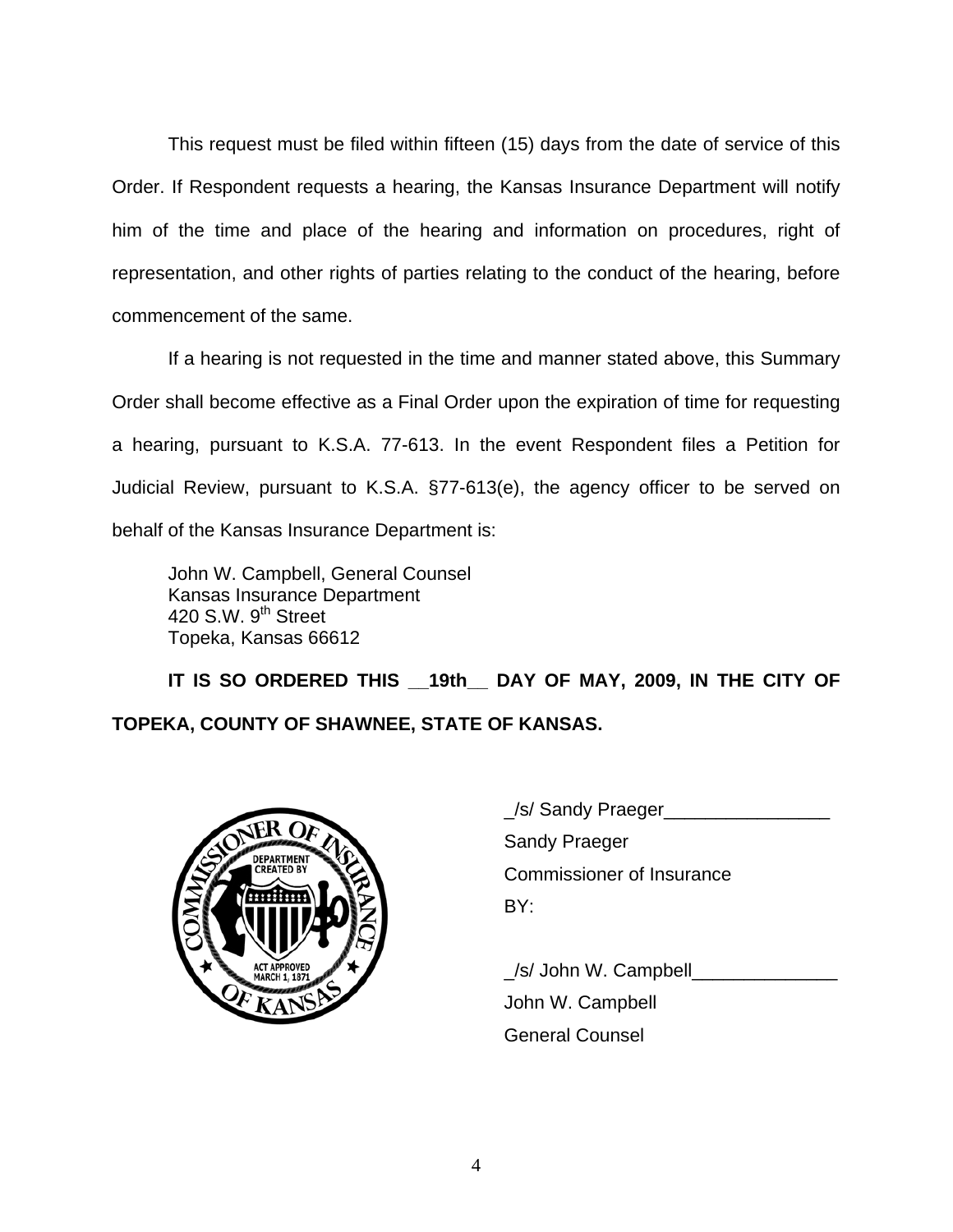This request must be filed within fifteen (15) days from the date of service of this Order. If Respondent requests a hearing, the Kansas Insurance Department will notify him of the time and place of the hearing and information on procedures, right of representation, and other rights of parties relating to the conduct of the hearing, before commencement of the same.

If a hearing is not requested in the time and manner stated above, this Summary Order shall become effective as a Final Order upon the expiration of time for requesting a hearing, pursuant to K.S.A. 77-613. In the event Respondent files a Petition for Judicial Review, pursuant to K.S.A. §77-613(e), the agency officer to be served on behalf of the Kansas Insurance Department is:

John W. Campbell, General Counsel
Kansas Insurance Department
420 S.W. 9th Street
Topeka, Kansas 66612

**IT IS SO ORDERED THIS __19th__ DAY OF MAY, 2009, IN THE CITY OF TOPEKA, COUNTY OF SHAWNEE, STATE OF KANSAS.**

_/s/ Sandy Praeger________________
Sandy Praeger
Commissioner of Insurance
BY:

_/s/ John W. Campbell______________
John W. Campbell
General Counsel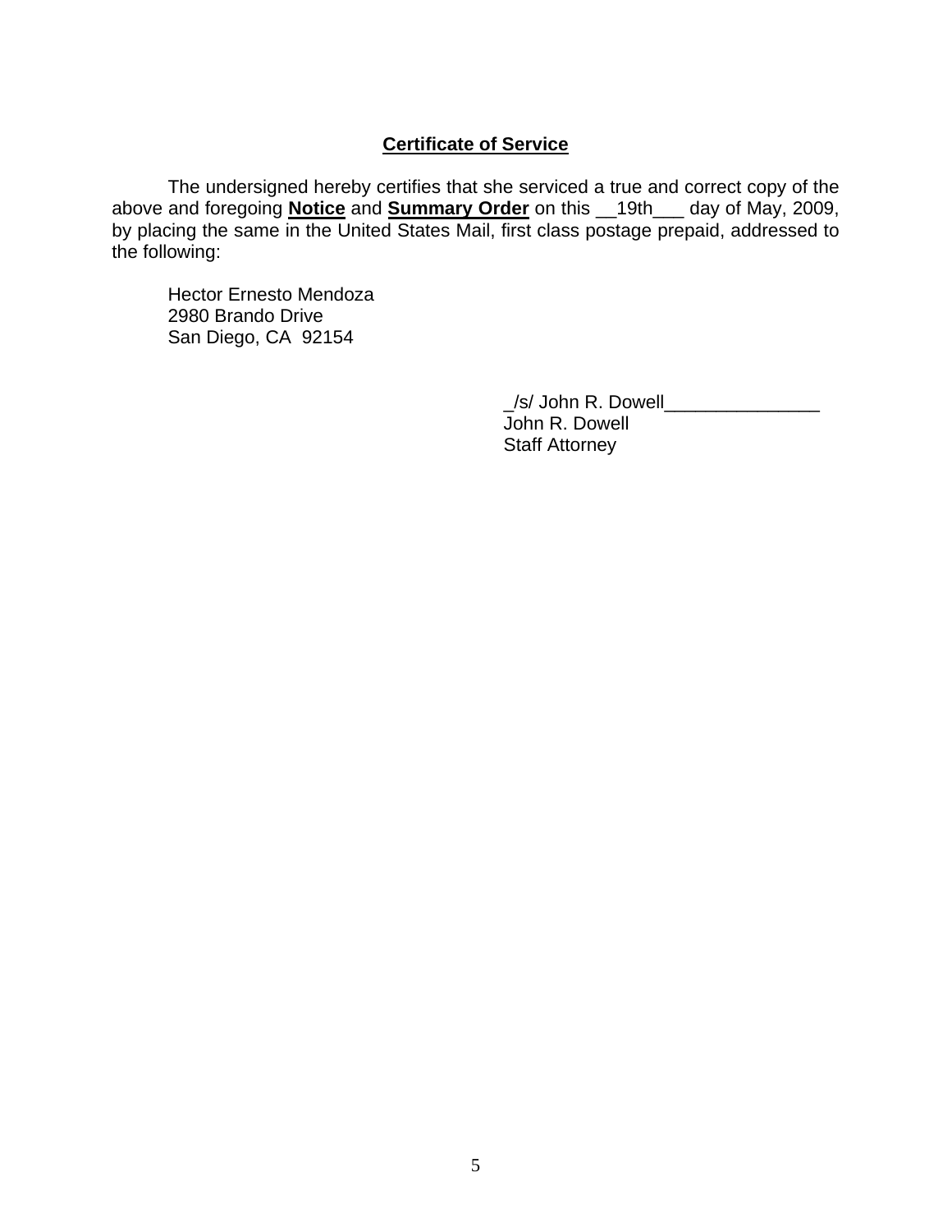**<u>Certificate of Service</u>**

The undersigned hereby certifies that she serviced a true and correct copy of the above and foregoing **<u>Notice</u>** and **<u>Summary Order</u>** on this __19th___ day of May, 2009, by placing the same in the United States Mail, first class postage prepaid, addressed to the following:

Hector Ernesto Mendoza
2980 Brando Drive
San Diego, CA 92154

_/s/ John R. Dowell_______________
John R. Dowell
Staff Attorney